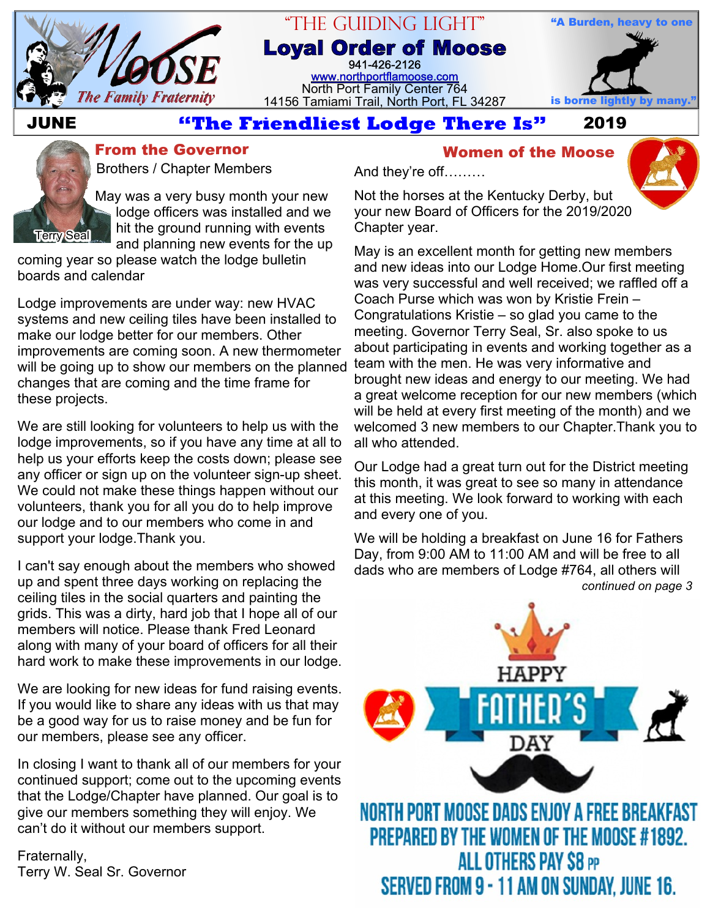# "THE GUIDING LIGHT"

## Loyal Order of Moose

941-426-2126
www.northportflamoose.com
North Port Family Center 764
14156 Tamiami Trail, North Port, FL 34287

Moose — The Family Fraternity

"A Burden, heavy to one is borne lightly by many."

**JUNE** **"The Friendliest Lodge There Is"** **2019**

## From the Governor

Terry Seal

Brothers / Chapter Members

May was a very busy month your new lodge officers was installed and we hit the ground running with events and planning new events for the up coming year so please watch the lodge bulletin boards and calendar

Lodge improvements are under way: new HVAC systems and new ceiling tiles have been installed to make our lodge better for our members. Other improvements are coming soon. A new thermometer will be going up to show our members on the planned changes that are coming and the time frame for these projects.

We are still looking for volunteers to help us with the lodge improvements, so if you have any time at all to help us your efforts keep the costs down; please see any officer or sign up on the volunteer sign-up sheet. We could not make these things happen without our volunteers, thank you for all you do to help improve our lodge and to our members who come in and support your lodge.Thank you.

I can't say enough about the members who showed up and spent three days working on replacing the ceiling tiles in the social quarters and painting the grids. This was a dirty, hard job that I hope all of our members will notice. Please thank Fred Leonard along with many of your board of officers for all their hard work to make these improvements in our lodge.

We are looking for new ideas for fund raising events. If you would like to share any ideas with us that may be a good way for us to raise money and be fun for our members, please see any officer.

In closing I want to thank all of our members for your continued support; come out to the upcoming events that the Lodge/Chapter have planned. Our goal is to give our members something they will enjoy. We can't do it without our members support.

Fraternally,
Terry W. Seal Sr. Governor

## Women of the Moose

And they're off………

Not the horses at the Kentucky Derby, but your new Board of Officers for the 2019/2020 Chapter year.

May is an excellent month for getting new members and new ideas into our Lodge Home.Our first meeting was very successful and well received; we raffled off a Coach Purse which was won by Kristie Frein – Congratulations Kristie – so glad you came to the meeting. Governor Terry Seal, Sr. also spoke to us about participating in events and working together as a team with the men. He was very informative and brought new ideas and energy to our meeting. We had a great welcome reception for our new members (which will be held at every first meeting of the month) and we welcomed 3 new members to our Chapter.Thank you to all who attended.

Our Lodge had a great turn out for the District meeting this month, it was great to see so many in attendance at this meeting. We look forward to working with each and every one of you.

We will be holding a breakfast on June 16 for Fathers Day, from 9:00 AM to 11:00 AM and will be free to all dads who are members of Lodge #764, all others will

*continued on page 3*

**HAPPY FATHER'S DAY**

**NORTH PORT MOOSE DADS ENJOY A FREE BREAKFAST PREPARED BY THE WOMEN OF THE MOOSE #1892. ALL OTHERS PAY $8 PP SERVED FROM 9 - 11 AM ON SUNDAY, JUNE 16.**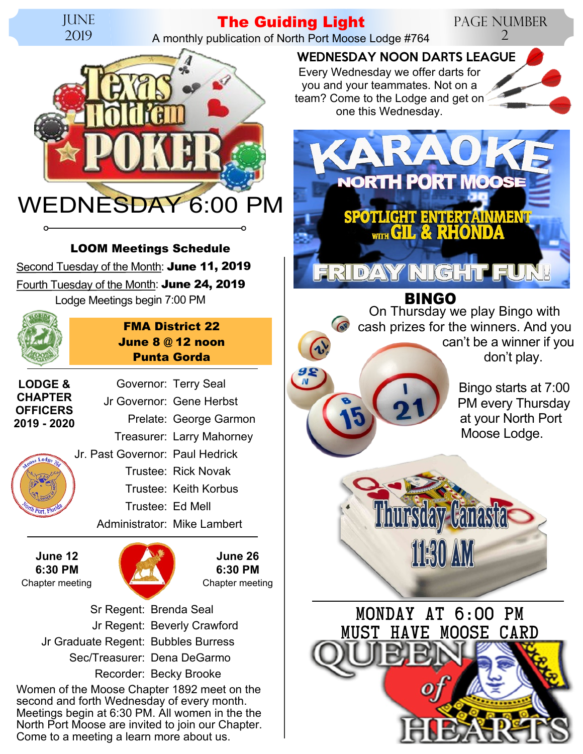## Texas Hold'em Poker

WEDNESDAY 6:00 PM

### LOOM Meetings Schedule

Second Tuesday of the Month: **June 11, 2019**

Fourth Tuesday of the Month: **June 24, 2019**

Lodge Meetings begin 7:00 PM

**FMA District 22**
**June 8 @ 12 noon**
**Punta Gorda**

### LODGE & CHAPTER OFFICERS 2019 - 2020

| | |
|---|---|
| Governor: | Terry Seal |
| Jr Governor: | Gene Herbst |
| Prelate: | George Garmon |
| Treasurer: | Larry Mahorney |
| Jr. Past Governor: | Paul Hedrick |
| Trustee: | Rick Novak |
| Trustee: | Keith Korbus |
| Trustee: | Ed Mell |
| Administrator: | Mike Lambert |

**June 12**
**6:30 PM**
Chapter meeting

**June 26**
**6:30 PM**
Chapter meeting

| | |
|---|---|
| Sr Regent: | Brenda Seal |
| Jr Regent: | Beverly Crawford |
| Jr Graduate Regent: | Bubbles Burress |
| Sec/Treasurer: | Dena DeGarmo |
| Recorder: | Becky Brooke |

Women of the Moose Chapter 1892 meet on the second and forth Wednesday of every month. Meetings begin at 6:30 PM. All women in the the North Port Moose are invited to join our Chapter. Come to a meeting a learn more about us.

### WEDNESDAY NOON DARTS LEAGUE

Every Wednesday we offer darts for you and your teammates. Not on a team? Come to the Lodge and get on one this Wednesday.

## KARAOKE

NORTH PORT MOOSE

SPOTLIGHT ENTERTAINMENT WITH GIL & RHONDA

FRIDAY NIGHT FUN!

### BINGO

On Thursday we play Bingo with cash prizes for the winners. And you can't be a winner if you don't play.

Bingo starts at 7:00 PM every Thursday at your North Port Moose Lodge.

## Thursday Canasta

11:30 AM

MONDAY AT 6:00 PM
MUST HAVE MOOSE CARD

## QUEEN of HEARTS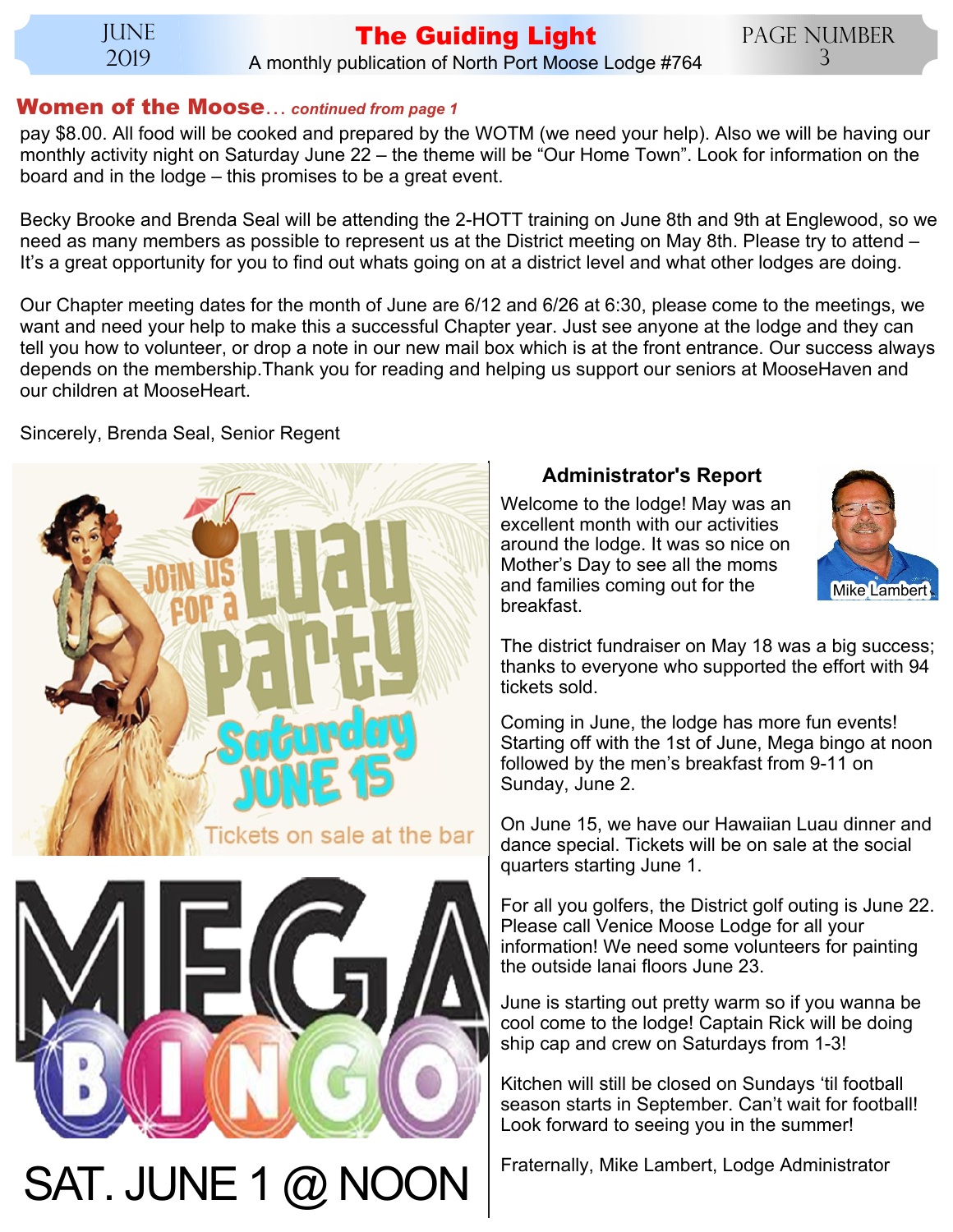## Women of the Moose... *continued from page 1*

pay $8.00. All food will be cooked and prepared by the WOTM (we need your help). Also we will be having our monthly activity night on Saturday June 22 – the theme will be "Our Home Town". Look for information on the board and in the lodge – this promises to be a great event.

Becky Brooke and Brenda Seal will be attending the 2-HOTT training on June 8th and 9th at Englewood, so we need as many members as possible to represent us at the District meeting on May 8th. Please try to attend – It's a great opportunity for you to find out whats going on at a district level and what other lodges are doing.

Our Chapter meeting dates for the month of June are 6/12 and 6/26 at 6:30, please come to the meetings, we want and need your help to make this a successful Chapter year. Just see anyone at the lodge and they can tell you how to volunteer, or drop a note in our new mail box which is at the front entrance. Our success always depends on the membership.Thank you for reading and helping us support our seniors at MooseHaven and our children at MooseHeart.

Sincerely, Brenda Seal, Senior Regent

JOIN US FOR A LUAU PARTY

Saturday JUNE 15

Tickets on sale at the bar

MEGA BINGO

SAT. JUNE 1 @ NOON

### Administrator's Report

Mike Lambert

Welcome to the lodge! May was an excellent month with our activities around the lodge. It was so nice on Mother's Day to see all the moms and families coming out for the breakfast.

The district fundraiser on May 18 was a big success; thanks to everyone who supported the effort with 94 tickets sold.

Coming in June, the lodge has more fun events! Starting off with the 1st of June, Mega bingo at noon followed by the men's breakfast from 9-11 on Sunday, June 2.

On June 15, we have our Hawaiian Luau dinner and dance special. Tickets will be on sale at the social quarters starting June 1.

For all you golfers, the District golf outing is June 22. Please call Venice Moose Lodge for all your information! We need some volunteers for painting the outside lanai floors June 23.

June is starting out pretty warm so if you wanna be cool come to the lodge! Captain Rick will be doing ship cap and crew on Saturdays from 1-3!

Kitchen will still be closed on Sundays 'til football season starts in September. Can't wait for football! Look forward to seeing you in the summer!

Fraternally, Mike Lambert, Lodge Administrator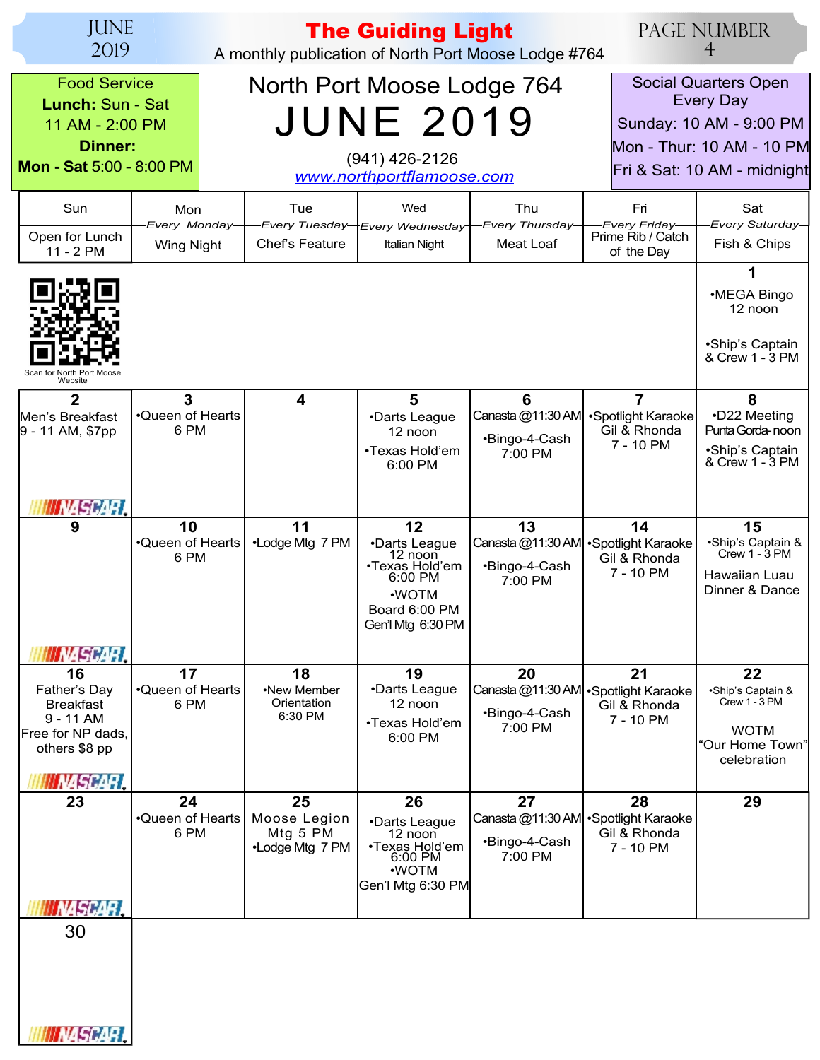# The Guiding Light

A monthly publication of North Port Moose Lodge #764

**Food Service**
**Lunch:** Sun - Sat
11 AM - 2:00 PM
**Dinner:**
**Mon - Sat** 5:00 - 8:00 PM

## North Port Moose Lodge 764

# JUNE 2019

(941) 426-2126
www.northportflamoose.com

**Social Quarters Open Every Day**
Sunday: 10 AM - 9:00 PM
Mon - Thur: 10 AM - 10 PM
Fri & Sat: 10 AM - midnight

| Sun | Mon | Tue | Wed | Thu | Fri | Sat |
|---|---|---|---|---|---|---|
| Open for Lunch 11 - 2 PM | Every Monday — Wing Night | Every Tuesday — Chef's Feature | Every Wednesday — Italian Night | Every Thursday — Meat Loaf | Every Friday — Prime Rib / Catch of the Day | Every Saturday — Fish & Chips |
| Scan for North Port Moose Website | | | | | | **1** •MEGA Bingo 12 noon •Ship's Captain & Crew 1 - 3 PM |
| **2** Men's Breakfast 9 - 11 AM, $7pp NASCAR | **3** •Queen of Hearts 6 PM | **4** | **5** •Darts League 12 noon •Texas Hold'em 6:00 PM | **6** Canasta @11:30 AM •Bingo-4-Cash 7:00 PM | **7** •Spotlight Karaoke Gil & Rhonda 7 - 10 PM | **8** •D22 Meeting Punta Gorda- noon •Ship's Captain & Crew 1 - 3 PM |
| **9** NASCAR | **10** •Queen of Hearts 6 PM | **11** •Lodge Mtg 7 PM | **12** •Darts League 12 noon •Texas Hold'em 6:00 PM •WOTM Board 6:00 PM Gen'l Mtg 6:30 PM | **13** Canasta @11:30 AM •Bingo-4-Cash 7:00 PM | **14** •Spotlight Karaoke Gil & Rhonda 7 - 10 PM | **15** •Ship's Captain & Crew 1 - 3 PM Hawaiian Luau Dinner & Dance |
| **16** Father's Day Breakfast 9 - 11 AM Free for NP dads, others $8 pp NASCAR | **17** •Queen of Hearts 6 PM | **18** •New Member Orientation 6:30 PM | **19** •Darts League 12 noon •Texas Hold'em 6:00 PM | **20** Canasta @11:30 AM •Bingo-4-Cash 7:00 PM | **21** •Spotlight Karaoke Gil & Rhonda 7 - 10 PM | **22** •Ship's Captain & Crew 1 - 3 PM WOTM "Our Home Town" celebration |
| **23** NASCAR | **24** •Queen of Hearts 6 PM | **25** Moose Legion Mtg 5 PM •Lodge Mtg 7 PM | **26** •Darts League 12 noon •Texas Hold'em 6:00 PM •WOTM Gen'l Mtg 6:30 PM | **27** Canasta @11:30 AM •Bingo-4-Cash 7:00 PM | **28** •Spotlight Karaoke Gil & Rhonda 7 - 10 PM | **29** |
| **30** NASCAR | | | | | | |